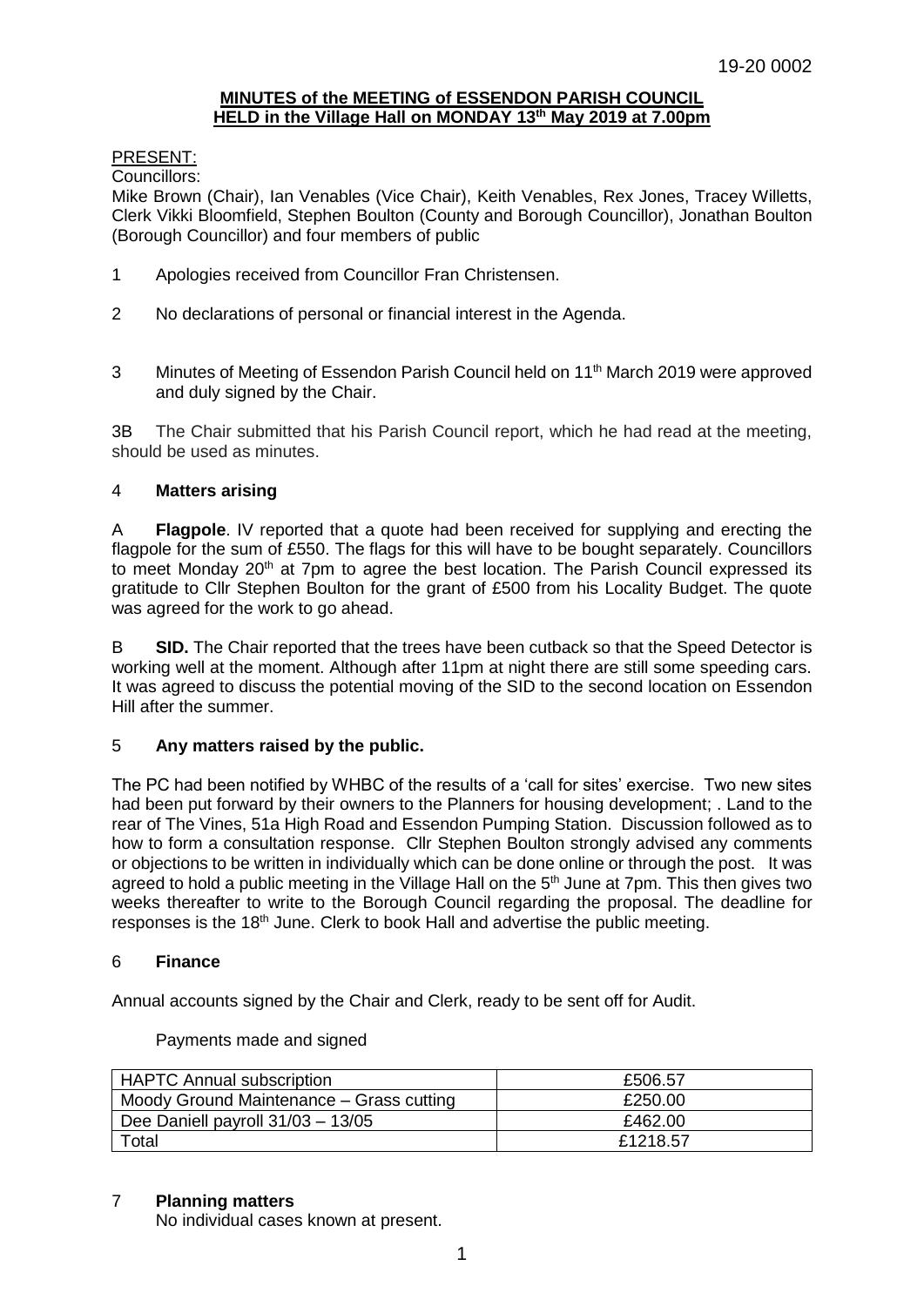19-20 0002

**MINUTES of the MEETING of ESSENDON PARISH COUNCIL**
**HELD in the Village Hall on MONDAY 13th May 2019 at 7.00pm**

PRESENT:

Councillors:

Mike Brown (Chair), Ian Venables (Vice Chair), Keith Venables, Rex Jones, Tracey Willetts, Clerk Vikki Bloomfield, Stephen Boulton (County and Borough Councillor), Jonathan Boulton (Borough Councillor) and four members of public

1 Apologies received from Councillor Fran Christensen.

2 No declarations of personal or financial interest in the Agenda.

3 Minutes of Meeting of Essendon Parish Council held on 11th March 2019 were approved and duly signed by the Chair.

3B The Chair submitted that his Parish Council report, which he had read at the meeting, should be used as minutes.

4 **Matters arising**

A **Flagpole**. IV reported that a quote had been received for supplying and erecting the flagpole for the sum of £550. The flags for this will have to be bought separately. Councillors to meet Monday 20th at 7pm to agree the best location. The Parish Council expressed its gratitude to Cllr Stephen Boulton for the grant of £500 from his Locality Budget. The quote was agreed for the work to go ahead.

B **SID.** The Chair reported that the trees have been cutback so that the Speed Detector is working well at the moment. Although after 11pm at night there are still some speeding cars. It was agreed to discuss the potential moving of the SID to the second location on Essendon Hill after the summer.

5 **Any matters raised by the public.**

The PC had been notified by WHBC of the results of a 'call for sites' exercise. Two new sites had been put forward by their owners to the Planners for housing development; . Land to the rear of The Vines, 51a High Road and Essendon Pumping Station. Discussion followed as to how to form a consultation response. Cllr Stephen Boulton strongly advised any comments or objections to be written in individually which can be done online or through the post. It was agreed to hold a public meeting in the Village Hall on the 5th June at 7pm. This then gives two weeks thereafter to write to the Borough Council regarding the proposal. The deadline for responses is the 18th June. Clerk to book Hall and advertise the public meeting.

6 **Finance**

Annual accounts signed by the Chair and Clerk, ready to be sent off for Audit.

Payments made and signed

| HAPTC Annual subscription | £506.57 |
|---|---|
| Moody Ground Maintenance – Grass cutting | £250.00 |
| Dee Daniell payroll 31/03 – 13/05 | £462.00 |
| Total | £1218.57 |

7 **Planning matters**

No individual cases known at present.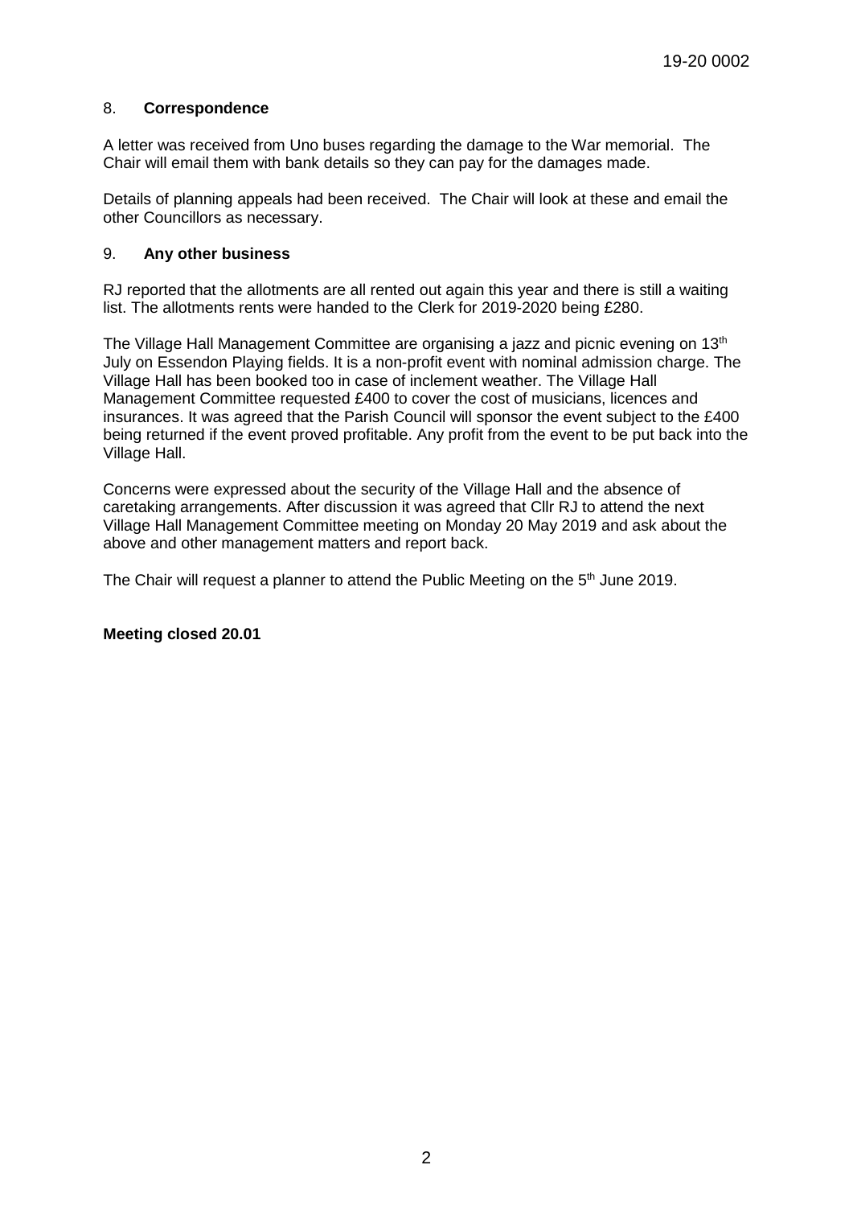19-20 0002

## 8. **Correspondence**

A letter was received from Uno buses regarding the damage to the War memorial. The Chair will email them with bank details so they can pay for the damages made.

Details of planning appeals had been received. The Chair will look at these and email the other Councillors as necessary.

## 9. **Any other business**

RJ reported that the allotments are all rented out again this year and there is still a waiting list. The allotments rents were handed to the Clerk for 2019-2020 being £280.

The Village Hall Management Committee are organising a jazz and picnic evening on 13th July on Essendon Playing fields. It is a non-profit event with nominal admission charge. The Village Hall has been booked too in case of inclement weather. The Village Hall Management Committee requested £400 to cover the cost of musicians, licences and insurances. It was agreed that the Parish Council will sponsor the event subject to the £400 being returned if the event proved profitable. Any profit from the event to be put back into the Village Hall.

Concerns were expressed about the security of the Village Hall and the absence of caretaking arrangements. After discussion it was agreed that Cllr RJ to attend the next Village Hall Management Committee meeting on Monday 20 May 2019 and ask about the above and other management matters and report back.

The Chair will request a planner to attend the Public Meeting on the 5th June 2019.

**Meeting closed 20.01**